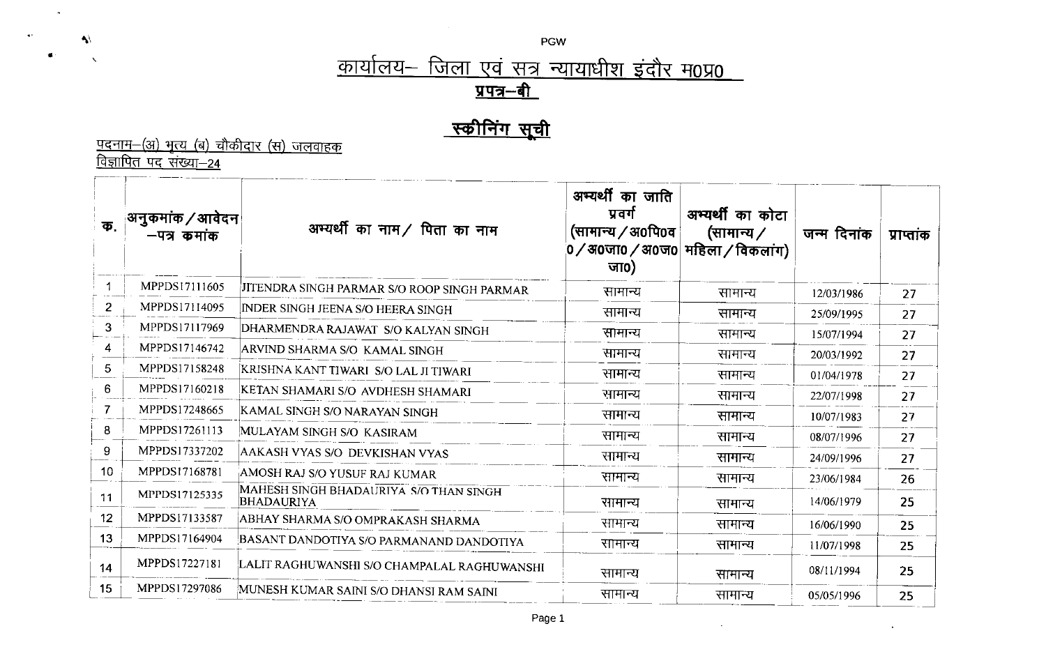## कार्यालय– जिला एवं सत्र न्यायाधीश इंदौर म0प्र0

### प्रपत्र–बी

## स्कीनिंग सूची

पदनाम–(अ) भृत्य (ब) चौकीदार (स) जलवाहक
विज्ञापित पद संख्या–24

| क. | अनुकमांक/आवेदन –पत्र कमांक | अभ्यर्थी का नाम/ पिता का नाम | अभ्यर्थी का जाति प्रवर्ग (सामान्य/अ0पि0व0/अ0जा0/अ0ज0जा0) | अभ्यर्थी का कोटा (सामान्य/ महिला/विकलांग) | जन्म दिनांक | प्राप्तांक |
|---|---|---|---|---|---|---|
| 1 | MPPDS17111605 | JITENDRA SINGH PARMAR S/O ROOP SINGH PARMAR | सामान्य | सामान्य | 12/03/1986 | 27 |
| 2 | MPPDS17114095 | INDER SINGH JEENA S/O HEERA SINGH | सामान्य | सामान्य | 25/09/1995 | 27 |
| 3 | MPPDS17117969 | DHARMENDRA RAJAWAT S/O KALYAN SINGH | सामान्य | सामान्य | 15/07/1994 | 27 |
| 4 | MPPDS17146742 | ARVIND SHARMA S/O KAMAL SINGH | सामान्य | सामान्य | 20/03/1992 | 27 |
| 5 | MPPDS17158248 | KRISHNA KANT TIWARI S/O LAL JI TIWARI | सामान्य | सामान्य | 01/04/1978 | 27 |
| 6 | MPPDS17160218 | KETAN SHAMARI S/O AVDHESH SHAMARI | सामान्य | सामान्य | 22/07/1998 | 27 |
| 7 | MPPDS17248665 | KAMAL SINGH S/O NARAYAN SINGH | सामान्य | सामान्य | 10/07/1983 | 27 |
| 8 | MPPDS17261113 | MULAYAM SINGH S/O KASIRAM | सामान्य | सामान्य | 08/07/1996 | 27 |
| 9 | MPPDS17337202 | AAKASH VYAS S/O DEVKISHAN VYAS | सामान्य | सामान्य | 24/09/1996 | 27 |
| 10 | MPPDS17168781 | AMOSH RAJ S/O YUSUF RAJ KUMAR | सामान्य | सामान्य | 23/06/1984 | 26 |
| 11 | MPPDS17125335 | MAHESH SINGH BHADAURIYA S/O THAN SINGH BHADAURIYA | सामान्य | सामान्य | 14/06/1979 | 25 |
| 12 | MPPDS17133587 | ABHAY SHARMA S/O OMPRAKASH SHARMA | सामान्य | सामान्य | 16/06/1990 | 25 |
| 13 | MPPDS17164904 | BASANT DANDOTIYA S/O PARMANAND DANDOTIYA | सामान्य | सामान्य | 11/07/1998 | 25 |
| 14 | MPPDS17227181 | LALIT RAGHUWANSHI S/O CHAMPALAL RAGHUWANSHI | सामान्य | सामान्य | 08/11/1994 | 25 |
| 15 | MPPDS17297086 | MUNESH KUMAR SAINI S/O DHANSI RAM SAINI | सामान्य | सामान्य | 05/05/1996 | 25 |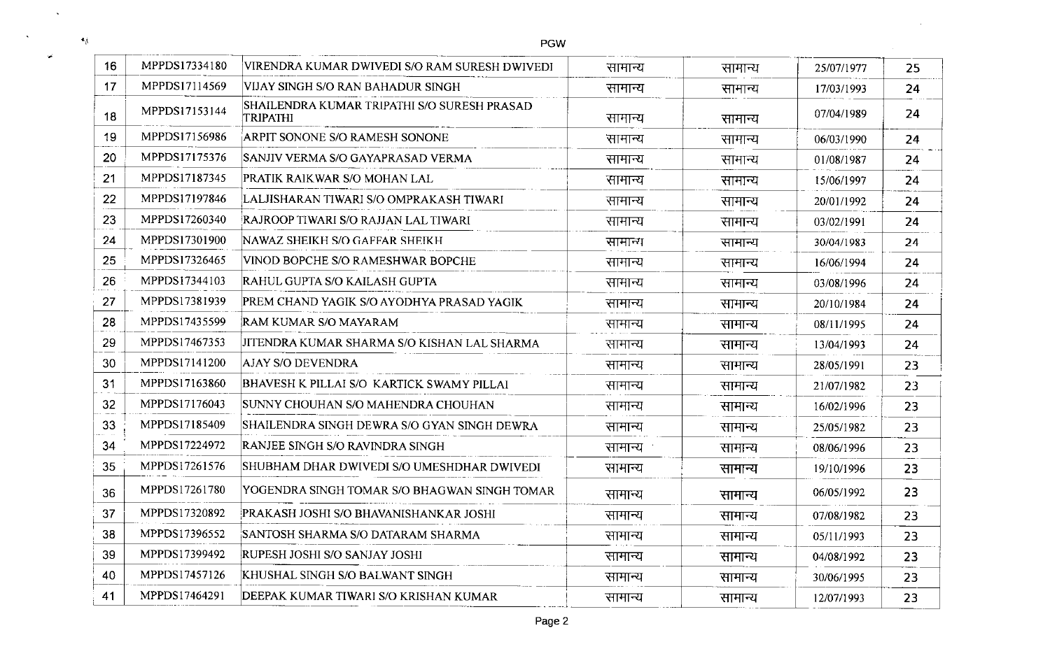PGW

| 16 | MPPDS17334180 | VIRENDRA KUMAR DWIVEDI S/O RAM SURESH DWIVEDI | सामान्य | सामान्य | 25/07/1977 | 25 |
|---|---|---|---|---|---|---|
| 17 | MPPDS17114569 | VIJAY SINGH S/O RAN BAHADUR SINGH | सामान्य | सामान्य | 17/03/1993 | 24 |
| 18 | MPPDS17153144 | SHAILENDRA KUMAR TRIPATHI S/O SURESH PRASAD TRIPATHI | सामान्य | सामान्य | 07/04/1989 | 24 |
| 19 | MPPDS17156986 | ARPIT SONONE S/O RAMESH SONONE | सामान्य | सामान्य | 06/03/1990 | 24 |
| 20 | MPPDS17175376 | SANJIV VERMA S/O GAYAPRASAD VERMA | सामान्य | सामान्य | 01/08/1987 | 24 |
| 21 | MPPDS17187345 | PRATIK RAIKWAR S/O MOHAN LAL | सामान्य | सामान्य | 15/06/1997 | 24 |
| 22 | MPPDS17197846 | LALJISHARAN TIWARI S/O OMPRAKASH TIWARI | सामान्य | सामान्य | 20/01/1992 | 24 |
| 23 | MPPDS17260340 | RAJROOP TIWARI S/O RAJJAN LAL TIWARI | सामान्य | सामान्य | 03/02/1991 | 24 |
| 24 | MPPDS17301900 | NAWAZ SHEIKH S/O GAFFAR SHEIKH | सामान्य | सामान्य | 30/04/1983 | 24 |
| 25 | MPPDS17326465 | VINOD BOPCHE S/O RAMESHWAR BOPCHE | सामान्य | सामान्य | 16/06/1994 | 24 |
| 26 | MPPDS17344103 | RAHUL GUPTA S/O KAILASH GUPTA | सामान्य | सामान्य | 03/08/1996 | 24 |
| 27 | MPPDS17381939 | PREM CHAND YAGIK S/O AYODHYA PRASAD YAGIK | सामान्य | सामान्य | 20/10/1984 | 24 |
| 28 | MPPDS17435599 | RAM KUMAR S/O MAYARAM | सामान्य | सामान्य | 08/11/1995 | 24 |
| 29 | MPPDS17467353 | JITENDRA KUMAR SHARMA S/O KISHAN LAL SHARMA | सामान्य | सामान्य | 13/04/1993 | 24 |
| 30 | MPPDS17141200 | AJAY S/O DEVENDRA | सामान्य | सामान्य | 28/05/1991 | 23 |
| 31 | MPPDS17163860 | BHAVESH K PILLAI S/O KARTICK SWAMY PILLAI | सामान्य | सामान्य | 21/07/1982 | 23 |
| 32 | MPPDS17176043 | SUNNY CHOUHAN S/O MAHENDRA CHOUHAN | सामान्य | सामान्य | 16/02/1996 | 23 |
| 33 | MPPDS17185409 | SHAILENDRA SINGH DEWRA S/O GYAN SINGH DEWRA | सामान्य | सामान्य | 25/05/1982 | 23 |
| 34 | MPPDS17224972 | RANJEE SINGH S/O RAVINDRA SINGH | सामान्य | सामान्य | 08/06/1996 | 23 |
| 35 | MPPDS17261576 | SHUBHAM DHAR DWIVEDI S/O UMESHDHAR DWIVEDI | सामान्य | सामान्य | 19/10/1996 | 23 |
| 36 | MPPDS17261780 | YOGENDRA SINGH TOMAR S/O BHAGWAN SINGH TOMAR | सामान्य | सामान्य | 06/05/1992 | 23 |
| 37 | MPPDS17320892 | PRAKASH JOSHI S/O BHAVANISHANKAR JOSHI | सामान्य | सामान्य | 07/08/1982 | 23 |
| 38 | MPPDS17396552 | SANTOSH SHARMA S/O DATARAM SHARMA | सामान्य | सामान्य | 05/11/1993 | 23 |
| 39 | MPPDS17399492 | RUPESH JOSHI S/O SANJAY JOSHI | सामान्य | सामान्य | 04/08/1992 | 23 |
| 40 | MPPDS17457126 | KHUSHAL SINGH S/O BALWANT SINGH | सामान्य | सामान्य | 30/06/1995 | 23 |
| 41 | MPPDS17464291 | DEEPAK KUMAR TIWARI S/O KRISHAN KUMAR | सामान्य | सामान्य | 12/07/1993 | 23 |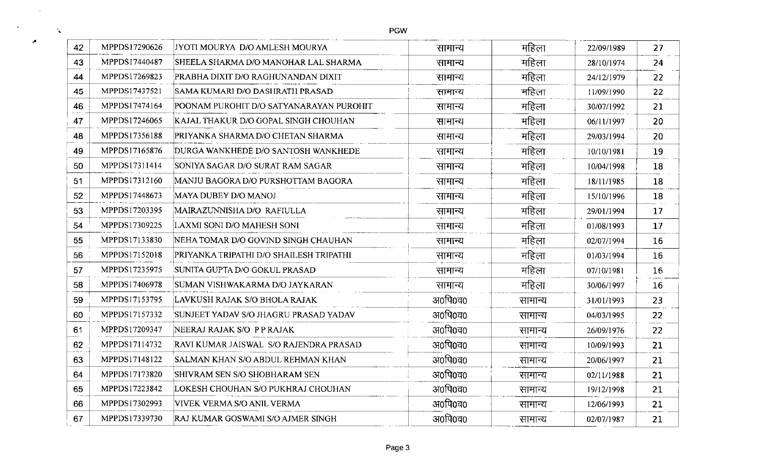PGW

| 42 | MPPDS17290626 | JYOTI MOURYA D/O AMLESH MOURYA | सामान्य | महिला | 22/09/1989 | 27 |
|---|---|---|---|---|---|---|
| 43 | MPPDS17440487 | SHEELA SHARMA D/O MANOHAR LAL SHARMA | सामान्य | महिला | 28/10/1974 | 24 |
| 44 | MPPDS17269823 | PRABHA DIXIT D/O RAGHUNANDAN DIXIT | सामान्य | महिला | 24/12/1979 | 22 |
| 45 | MPPDS17437521 | SAMA KUMARI D/O DASHRATH PRASAD | सामान्य | महिला | 11/09/1990 | 22 |
| 46 | MPPDS17474164 | POONAM PUROHIT D/O SATYANARAYAN PUROHIT | सामान्य | महिला | 30/07/1992 | 21 |
| 47 | MPPDS17246065 | KAJAL THAKUR D/O GOPAL SINGH CHOUHAN | सामान्य | महिला | 06/11/1997 | 20 |
| 48 | MPPDS17356188 | PRIYANKA SHARMA D/O CHETAN SHARMA | सामान्य | महिला | 29/03/1994 | 20 |
| 49 | MPPDS17165876 | DURGA WANKHEDE D/O SANTOSH WANKHEDE | सामान्य | महिला | 10/10/1981 | 19 |
| 50 | MPPDS17311414 | SONIYA SAGAR D/O SURAT RAM SAGAR | सामान्य | महिला | 10/04/1998 | 18 |
| 51 | MPPDS17312160 | MANJU BAGORA D/O PURSHOTTAM BAGORA | सामान्य | महिला | 18/11/1985 | 18 |
| 52 | MPPDS17448673 | MAYA DUBEY D/O MANOJ | सामान्य | महिला | 15/10/1996 | 18 |
| 53 | MPPDS17203395 | MAIRAZUNNISHA D/O RAFIULLA | सामान्य | महिला | 29/01/1994 | 17 |
| 54 | MPPDS17309225 | LAXMI SONI D/O MAHESH SONI | सामान्य | महिला | 01/08/1993 | 17 |
| 55 | MPPDS17133830 | NEHA TOMAR D/O GOVIND SINGH CHAUHAN | सामान्य | महिला | 02/07/1994 | 16 |
| 56 | MPPDS17152018 | PRIYANKA TRIPATHI D/O SHAILESH TRIPATHI | सामान्य | महिला | 01/03/1994 | 16 |
| 57 | MPPDS17235975 | SUNITA GUPTA D/O GOKUL PRASAD | सामान्य | महिला | 07/10/1981 | 16 |
| 58 | MPPDS17406978 | SUMAN VISHWAKARMA D/O JAYKARAN | सामान्य | महिला | 30/06/1997 | 16 |
| 59 | MPPDS17153795 | LAVKUSH RAJAK S/O BHOLA RAJAK | अ0पि0व0 | सामान्य | 31/01/1993 | 23 |
| 60 | MPPDS17157332 | SUNJEET YADAV S/O JHAGRU PRASAD YADAV | अ0पि0व0 | सामान्य | 04/03/1995 | 22 |
| 61 | MPPDS17209347 | NEERAJ RAJAK S/O P P RAJAK | अ0पि0व0 | सामान्य | 26/09/1976 | 22 |
| 62 | MPPDS17114732 | RAVI KUMAR JAISWAL S/O RAJENDRA PRASAD | अ0पि0व0 | सामान्य | 10/09/1993 | 21 |
| 63 | MPPDS17148122 | SALMAN KHAN S/O ABDUL REHMAN KHAN | अ0पि0व0 | सामान्य | 20/06/1997 | 21 |
| 64 | MPPDS17173820 | SHIVRAM SEN S/O SHOBHARAM SEN | अ0पि0व0 | सामान्य | 02/11/1988 | 21 |
| 65 | MPPDS17223842 | LOKESH CHOUHAN S/O PUKHRAJ CHOUHAN | अ0पि0व0 | सामान्य | 19/12/1998 | 21 |
| 66 | MPPDS17302993 | VIVEK VERMA S/O ANIL VERMA | अ0पि0व0 | सामान्य | 12/06/1993 | 21 |
| 67 | MPPDS17339730 | RAJ KUMAR GOSWAMI S/O AJMER SINGH | अ0पि0व0 | सामान्य | 02/07/1987 | 21 |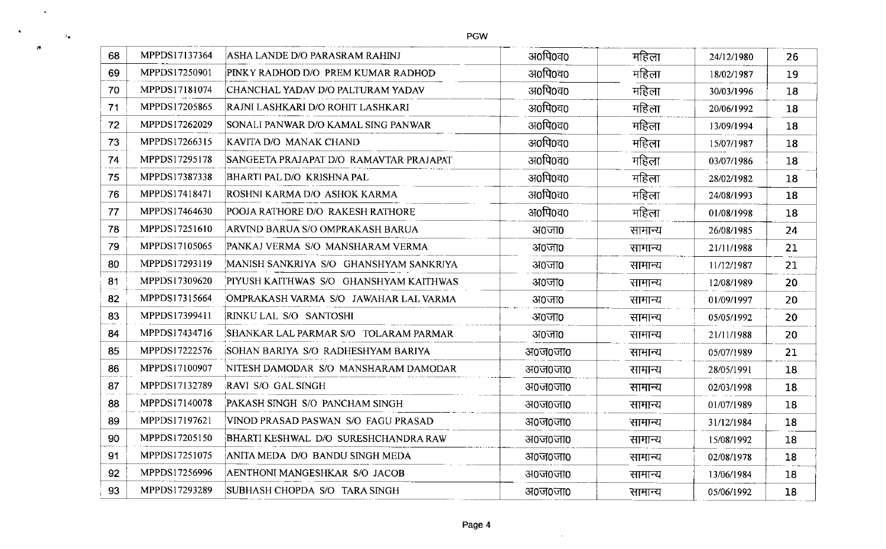PGW

| 68 | MPPDS17137364 | ASHA LANDE D/O PARASRAM RAHINJ | अ0पि0व0 | महिला | 24/12/1980 | 26 |
|---|---|---|---|---|---|---|
| 69 | MPPDS17250901 | PINKY RADHOD D/O PREM KUMAR RADHOD | अ0पि0व0 | महिला | 18/02/1987 | 19 |
| 70 | MPPDS17181074 | CHANCHAL YADAV D/O PALTURAM YADAV | अ0पि0व0 | महिला | 30/03/1996 | 18 |
| 71 | MPPDS17205865 | RAJNI LASHKARI D/O ROHIT LASHKARI | अ0पि0व0 | महिला | 20/06/1992 | 18 |
| 72 | MPPDS17262029 | SONALI PANWAR D/O KAMAL SING PANWAR | अ0पि0व0 | महिला | 13/09/1994 | 18 |
| 73 | MPPDS17266315 | KAVITA D/O MANAK CHAND | अ0पि0व0 | महिला | 15/07/1987 | 18 |
| 74 | MPPDS17295178 | SANGEETA PRAJAPAT D/O RAMAVTAR PRAJAPAT | अ0पि0व0 | महिला | 03/07/1986 | 18 |
| 75 | MPPDS17387338 | BHARTI PAL D/O KRISHNA PAL | अ0पि0व0 | महिला | 28/02/1982 | 18 |
| 76 | MPPDS17418471 | ROSHNI KARMA D/O ASHOK KARMA | अ0पि0व0 | महिला | 24/08/1993 | 18 |
| 77 | MPPDS17464630 | POOJA RATHORE D/O RAKESH RATHORE | अ0पि0व0 | महिला | 01/08/1998 | 18 |
| 78 | MPPDS17251610 | ARVIND BARUA S/O OMPRAKASH BARUA | अ0जा0 | सामान्य | 26/08/1985 | 24 |
| 79 | MPPDS17105065 | PANKAJ VERMA S/O MANSHARAM VERMA | अ0जा0 | सामान्य | 21/11/1988 | 21 |
| 80 | MPPDS17293119 | MANISH SANKRIYA S/O GHANSHYAM SANKRIYA | अ0जा0 | सामान्य | 11/12/1987 | 21 |
| 81 | MPPDS17309620 | PIYUSH KAITHWAS S/O GHANSHYAM KAITHWAS | अ0जा0 | सामान्य | 12/08/1989 | 20 |
| 82 | MPPDS17315664 | OMPRAKASH VARMA S/O JAWAHAR LAL VARMA | अ0जा0 | सामान्य | 01/09/1997 | 20 |
| 83 | MPPDS17399411 | RINKU LAL S/O SANTOSHI | अ0जा0 | सामान्य | 05/05/1992 | 20 |
| 84 | MPPDS17434716 | SHANKAR LAL PARMAR S/O TOLARAM PARMAR | अ0जा0 | सामान्य | 21/11/1988 | 20 |
| 85 | MPPDS17222576 | SOHAN BARIYA S/O RADHESHYAM BARIYA | अ0ज0जा0 | सामान्य | 05/07/1989 | 21 |
| 86 | MPPDS17100907 | NITESH DAMODAR S/O MANSHARAM DAMODAR | अ0ज0जा0 | सामान्य | 28/05/1991 | 18 |
| 87 | MPPDS17132789 | RAVI S/O GAL SINGH | अ0ज0जा0 | सामान्य | 02/03/1998 | 18 |
| 88 | MPPDS17140078 | PAKASH SINGH S/O PANCHAM SINGH | अ0ज0जा0 | सामान्य | 01/07/1989 | 18 |
| 89 | MPPDS17197621 | VINOD PRASAD PASWAN S/O FAGU PRASAD | अ0ज0जा0 | सामान्य | 31/12/1984 | 18 |
| 90 | MPPDS17205150 | BHARTI KESHWAL D/O SURESHCHANDRA RAW | अ0ज0जा0 | सामान्य | 15/08/1992 | 18 |
| 91 | MPPDS17251075 | ANITA MEDA D/O BANDU SINGH MEDA | अ0ज0जा0 | सामान्य | 02/08/1978 | 18 |
| 92 | MPPDS17256996 | AENTHONI MANGESHKAR S/O JACOB | अ0ज0जा0 | सामान्य | 13/06/1984 | 18 |
| 93 | MPPDS17293289 | SUBHASH CHOPDA S/O TARA SINGH | अ0ज0जा0 | सामान्य | 05/06/1992 | 18 |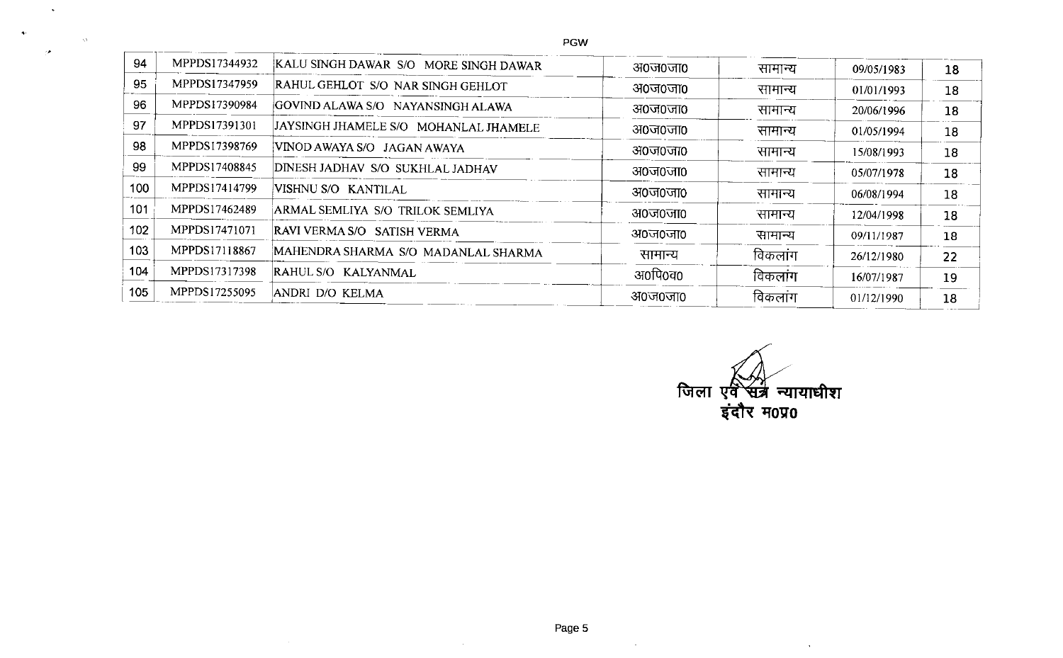PGW

| 94 | MPPDS17344932 | KALU SINGH DAWAR S/O MORE SINGH DAWAR | अ0ज0जा0 | सामान्य | 09/05/1983 | 18 |
|---|---|---|---|---|---|---|
| 95 | MPPDS17347959 | RAHUL GEHLOT S/O NAR SINGH GEHLOT | अ0ज0जा0 | सामान्य | 01/01/1993 | 18 |
| 96 | MPPDS17390984 | GOVIND ALAWA S/O NAYANSINGH ALAWA | अ0ज0जा0 | सामान्य | 20/06/1996 | 18 |
| 97 | MPPDS17391301 | JAYSINGH JHAMELE S/O MOHANLAL JHAMELE | अ0ज0जा0 | सामान्य | 01/05/1994 | 18 |
| 98 | MPPDS17398769 | VINOD AWAYA S/O JAGAN AWAYA | अ0ज0जा0 | सामान्य | 15/08/1993 | 18 |
| 99 | MPPDS17408845 | DINESH JADHAV S/O SUKHLAL JADHAV | अ0ज0जा0 | सामान्य | 05/07/1978 | 18 |
| 100 | MPPDS17414799 | VISHNU S/O KANTILAL | अ0ज0जा0 | सामान्य | 06/08/1994 | 18 |
| 101 | MPPDS17462489 | ARMAL SEMLIYA S/O TRILOK SEMLIYA | अ0ज0जा0 | सामान्य | 12/04/1998 | 18 |
| 102 | MPPDS17471071 | RAVI VERMA S/O SATISH VERMA | अ0ज0जा0 | सामान्य | 09/11/1987 | 18 |
| 103 | MPPDS17118867 | MAHENDRA SHARMA S/O MADANLAL SHARMA | सामान्य | विकलांग | 26/12/1980 | 22 |
| 104 | MPPDS17317398 | RAHUL S/O KALYANMAL | अ0पि0व0 | विकलांग | 16/07/1987 | 19 |
| 105 | MPPDS17255095 | ANDRI D/O KELMA | अ0ज0जा0 | विकलांग | 01/12/1990 | 18 |

जिला एवं सत्र न्यायाधीश
इंदौर म0प्र0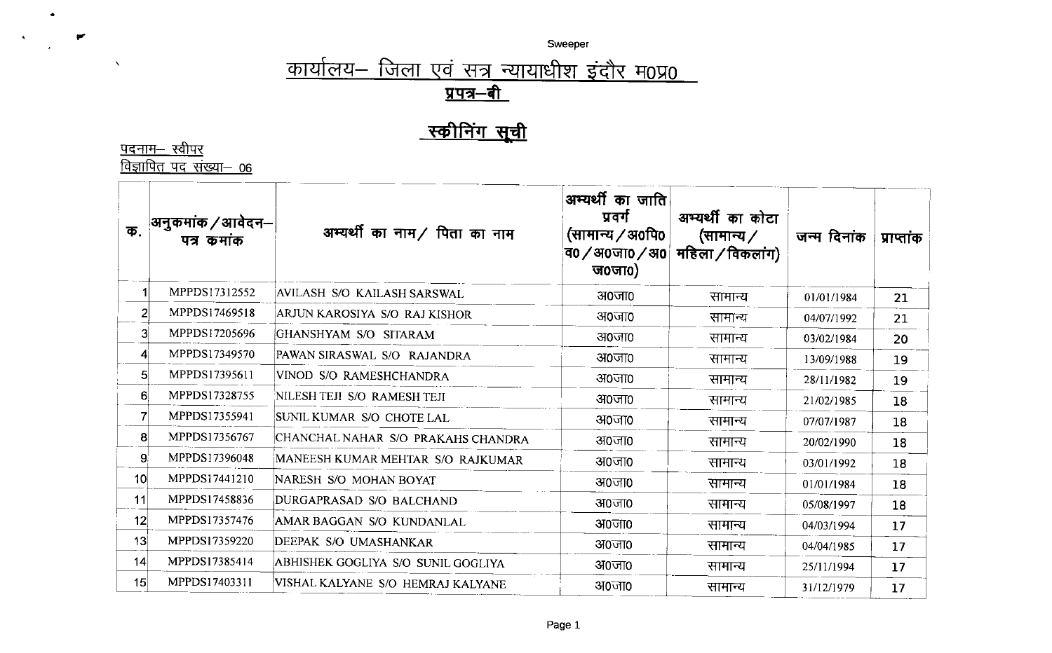Sweeper

# कार्यालय– जिला एवं सत्र न्यायाधीश इंदौर म0प्र0

## प्रपत्र–बी

## स्कीनिंग सूची

पदनाम– स्वीपर
विज्ञापित पद संख्या– 06

| क. | अनुकमांक / आवेदन–पत्र कमांक | अभ्यर्थी का नाम / पिता का नाम | अभ्यर्थी का जाति प्रवर्ग (सामान्य / अ0पि0व0 / अ0जा0 / अ0ज0जा0) | अभ्यर्थी का कोटा (सामान्य / महिला / विकलांग) | जन्म दिनांक | प्राप्तांक |
|---|---|---|---|---|---|---|
| 1 | MPPDS17312552 | AVILASH S/O KAILASH SARSWAL | अ0जा0 | सामान्य | 01/01/1984 | 21 |
| 2 | MPPDS17469518 | ARJUN KAROSIYA S/O RAJ KISHOR | अ0जा0 | सामान्य | 04/07/1992 | 21 |
| 3 | MPPDS17205696 | GHANSHYAM S/O SITARAM | अ0जा0 | सामान्य | 03/02/1984 | 20 |
| 4 | MPPDS17349570 | PAWAN SIRASWAL S/O RAJANDRA | अ0जा0 | सामान्य | 13/09/1988 | 19 |
| 5 | MPPDS17395611 | VINOD S/O RAMESHCHANDRA | अ0जा0 | सामान्य | 28/11/1982 | 19 |
| 6 | MPPDS17328755 | NILESH TEJI S/O RAMESH TEJI | अ0जा0 | सामान्य | 21/02/1985 | 18 |
| 7 | MPPDS17355941 | SUNIL KUMAR S/O CHOTE LAL | अ0जा0 | सामान्य | 07/07/1987 | 18 |
| 8 | MPPDS17356767 | CHANCHAL NAHAR S/O PRAKAHS CHANDRA | अ0जा0 | सामान्य | 20/02/1990 | 18 |
| 9 | MPPDS17396048 | MANEESH KUMAR MEHTAR S/O RAJKUMAR | अ0जा0 | सामान्य | 03/01/1992 | 18 |
| 10 | MPPDS17441210 | NARESH S/O MOHAN BOYAT | अ0जा0 | सामान्य | 01/01/1984 | 18 |
| 11 | MPPDS17458836 | DURGAPRASAD S/O BALCHAND | अ0जा0 | सामान्य | 05/08/1997 | 18 |
| 12 | MPPDS17357476 | AMAR BAGGAN S/O KUNDANLAL | अ0जा0 | सामान्य | 04/03/1994 | 17 |
| 13 | MPPDS17359220 | DEEPAK S/O UMASHANKAR | अ0जा0 | सामान्य | 04/04/1985 | 17 |
| 14 | MPPDS17385414 | ABHISHEK GOGLIYA S/O SUNIL GOGLIYA | अ0जा0 | सामान्य | 25/11/1994 | 17 |
| 15 | MPPDS17403311 | VISHAL KALYANE S/O HEMRAJ KALYANE | अ0जा0 | सामान्य | 31/12/1979 | 17 |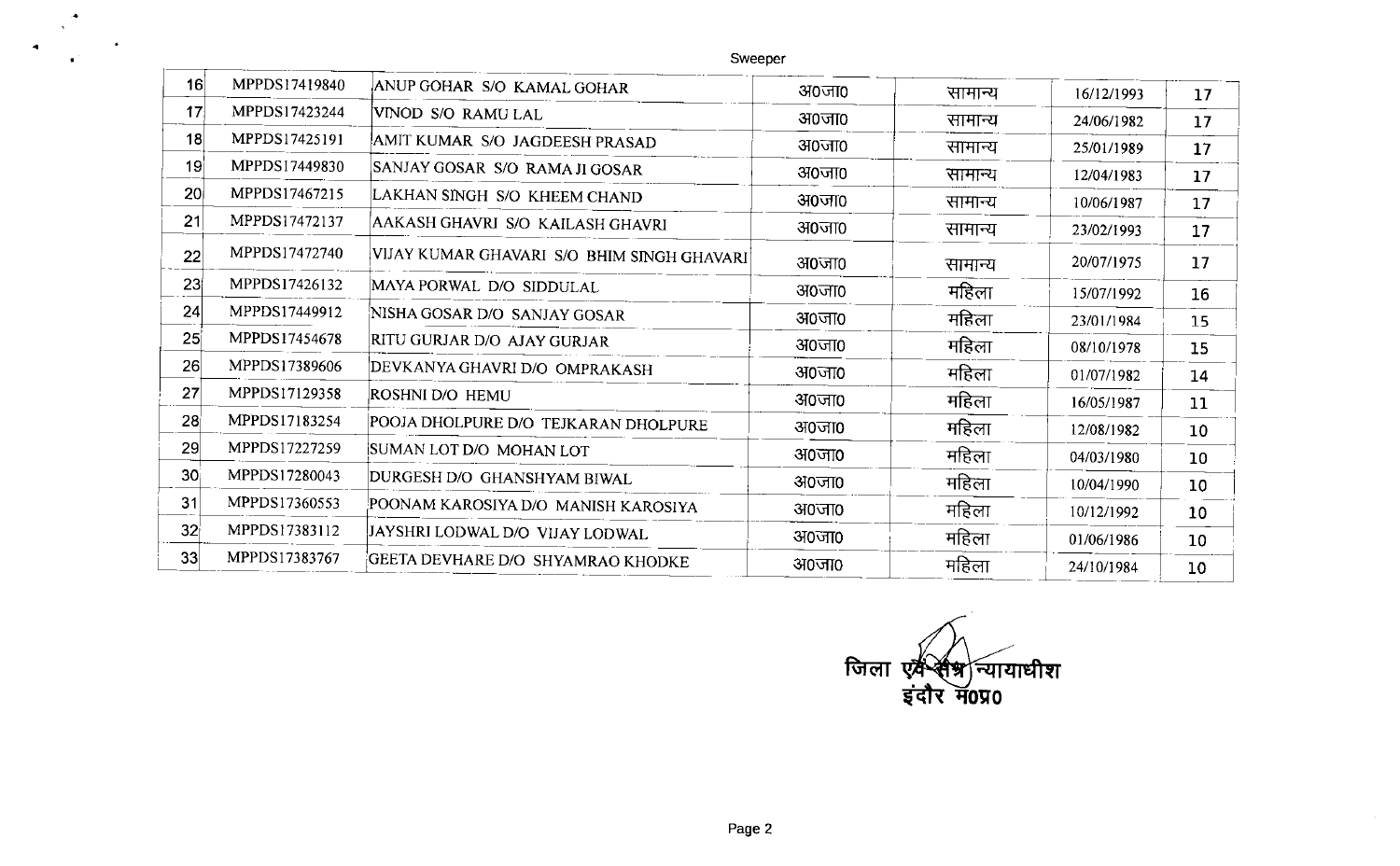Sweeper

| | | | | | | |
|---|---|---|---|---|---|---|
| 16 | MPPDS17419840 | ANUP GOHAR S/O KAMAL GOHAR | अ0जा0 | सामान्य | 16/12/1993 | 17 |
| 17 | MPPDS17423244 | VINOD S/O RAMU LAL | अ0जा0 | सामान्य | 24/06/1982 | 17 |
| 18 | MPPDS17425191 | AMIT KUMAR S/O JAGDEESH PRASAD | अ0जा0 | सामान्य | 25/01/1989 | 17 |
| 19 | MPPDS17449830 | SANJAY GOSAR S/O RAMA JI GOSAR | अ0जा0 | सामान्य | 12/04/1983 | 17 |
| 20 | MPPDS17467215 | LAKHAN SINGH S/O KHEEM CHAND | अ0जा0 | सामान्य | 10/06/1987 | 17 |
| 21 | MPPDS17472137 | AAKASH GHAVRI S/O KAILASH GHAVRI | अ0जा0 | सामान्य | 23/02/1993 | 17 |
| 22 | MPPDS17472740 | VIJAY KUMAR GHAVARI S/O BHIM SINGH GHAVARI | अ0जा0 | सामान्य | 20/07/1975 | 17 |
| 23 | MPPDS17426132 | MAYA PORWAL D/O SIDDULAL | अ0जा0 | महिला | 15/07/1992 | 16 |
| 24 | MPPDS17449912 | NISHA GOSAR D/O SANJAY GOSAR | अ0जा0 | महिला | 23/01/1984 | 15 |
| 25 | MPPDS17454678 | RITU GURJAR D/O AJAY GURJAR | अ0जा0 | महिला | 08/10/1978 | 15 |
| 26 | MPPDS17389606 | DEVKANYA GHAVRI D/O OMPRAKASH | अ0जा0 | महिला | 01/07/1982 | 14 |
| 27 | MPPDS17129358 | ROSHNI D/O HEMU | अ0जा0 | महिला | 16/05/1987 | 11 |
| 28 | MPPDS17183254 | POOJA DHOLPURE D/O TEJKARAN DHOLPURE | अ0जा0 | महिला | 12/08/1982 | 10 |
| 29 | MPPDS17227259 | SUMAN LOT D/O MOHAN LOT | अ0जा0 | महिला | 04/03/1980 | 10 |
| 30 | MPPDS17280043 | DURGESH D/O GHANSHYAM BIWAL | अ0जा0 | महिला | 10/04/1990 | 10 |
| 31 | MPPDS17360553 | POONAM KAROSIYA D/O MANISH KAROSIYA | अ0जा0 | महिला | 10/12/1992 | 10 |
| 32 | MPPDS17383112 | JAYSHRI LODWAL D/O VIJAY LODWAL | अ0जा0 | महिला | 01/06/1986 | 10 |
| 33 | MPPDS17383767 | GEETA DEVHARE D/O SHYAMRAO KHODKE | अ0जा0 | महिला | 24/10/1984 | 10 |

जिला एवं सत्र न्यायाधीश
इंदौर म0प्र0